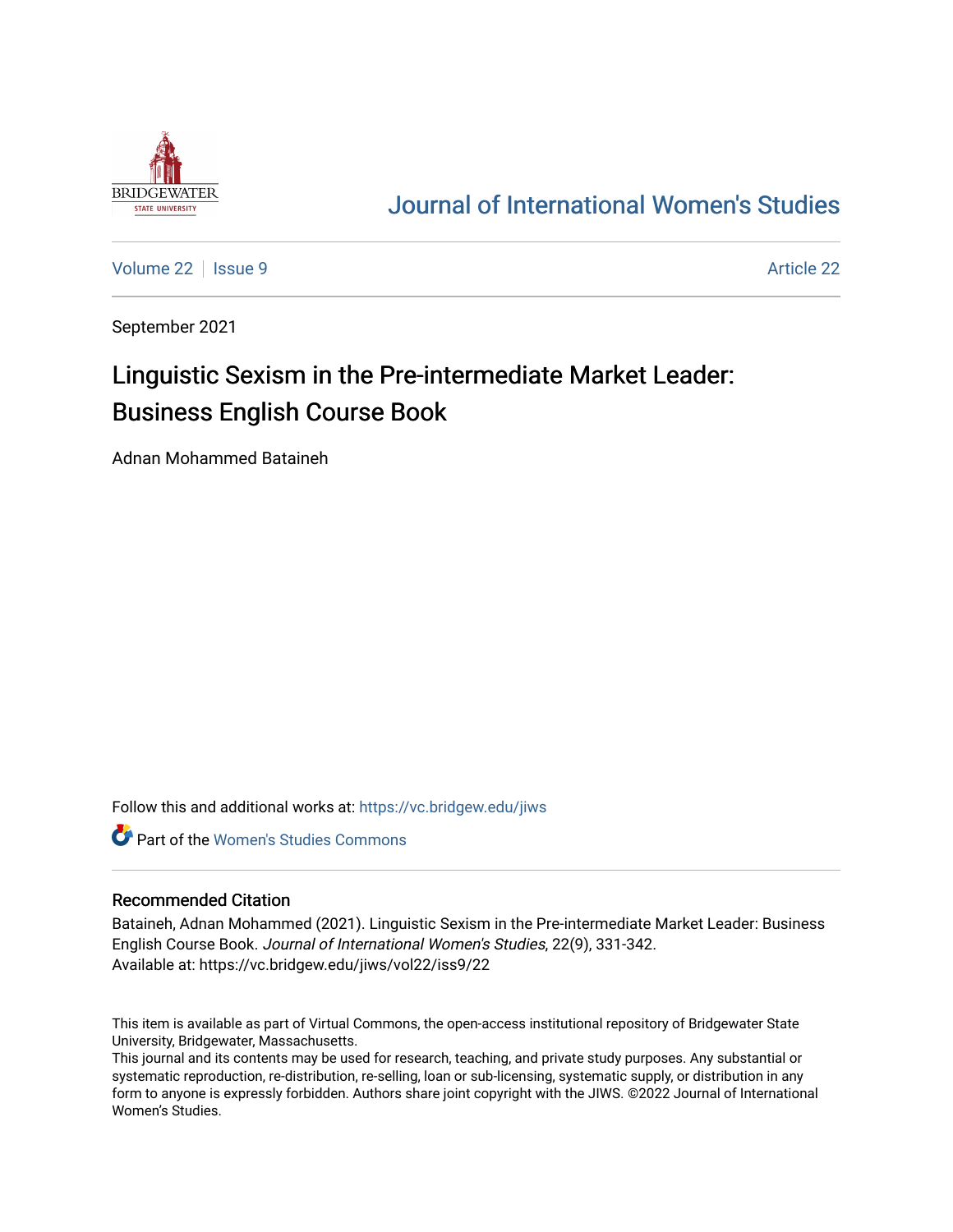# Journal of International Women's Studies

Volume 22 | Issue 9 | Article 22

September 2021

# Linguistic Sexism in the Pre-intermediate Market Leader: Business English Course Book

Adnan Mohammed Bataineh

Follow this and additional works at: https://vc.bridgew.edu/jiws

Part of the Women's Studies Commons

## Recommended Citation

Bataineh, Adnan Mohammed (2021). Linguistic Sexism in the Pre-intermediate Market Leader: Business English Course Book. *Journal of International Women's Studies*, 22(9), 331-342.
Available at: https://vc.bridgew.edu/jiws/vol22/iss9/22

This item is available as part of Virtual Commons, the open-access institutional repository of Bridgewater State University, Bridgewater, Massachusetts.
This journal and its contents may be used for research, teaching, and private study purposes. Any substantial or systematic reproduction, re-distribution, re-selling, loan or sub-licensing, systematic supply, or distribution in any form to anyone is expressly forbidden. Authors share joint copyright with the JIWS. ©2022 Journal of International Women's Studies.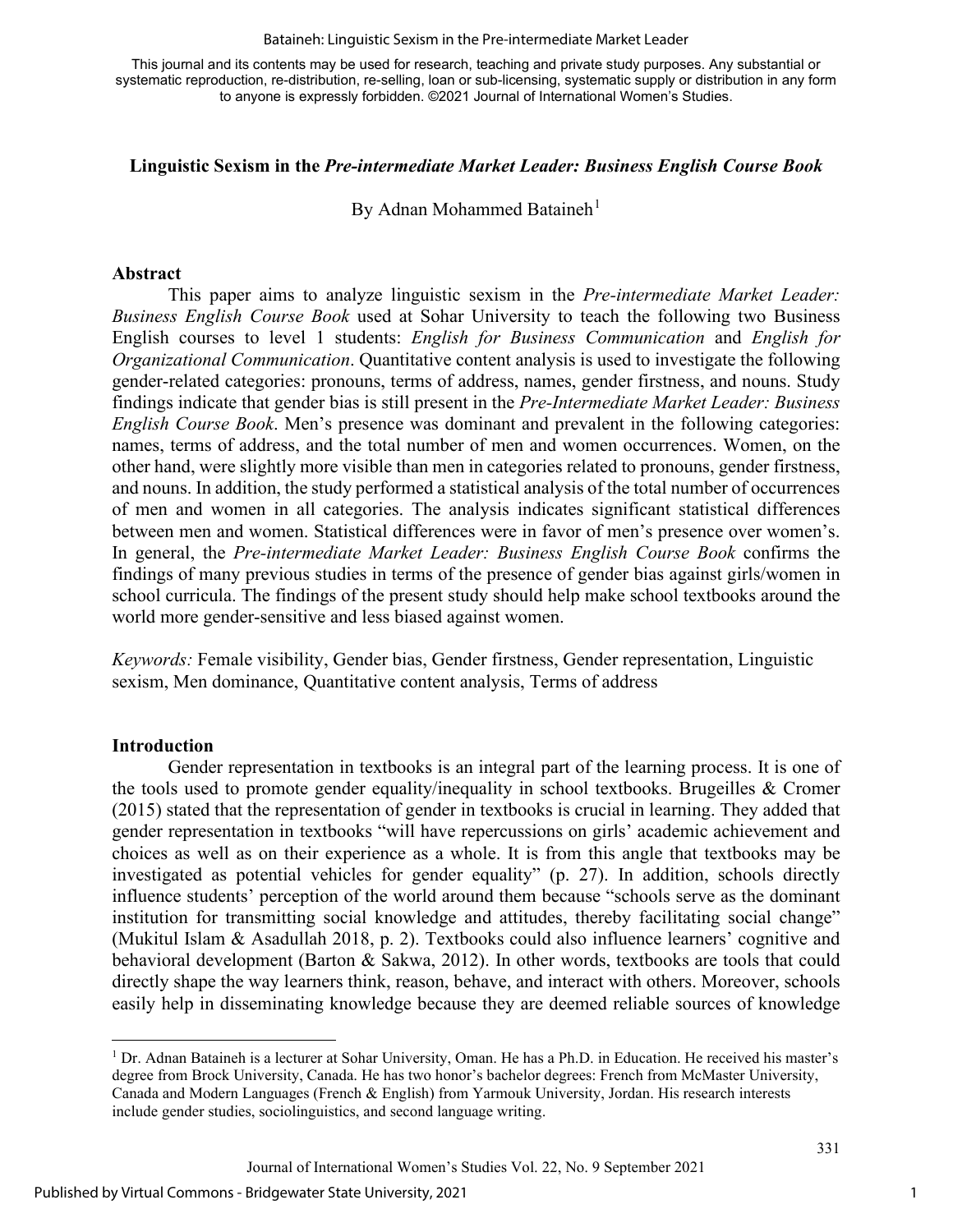**Linguistic Sexism in the *Pre-intermediate Market Leader: Business English Course Book***

By Adnan Mohammed Bataineh[1]

## Abstract

This paper aims to analyze linguistic sexism in the *Pre-intermediate Market Leader: Business English Course Book* used at Sohar University to teach the following two Business English courses to level 1 students: *English for Business Communication* and *English for Organizational Communication*. Quantitative content analysis is used to investigate the following gender-related categories: pronouns, terms of address, names, gender firstness, and nouns. Study findings indicate that gender bias is still present in the *Pre-Intermediate Market Leader: Business English Course Book*. Men's presence was dominant and prevalent in the following categories: names, terms of address, and the total number of men and women occurrences. Women, on the other hand, were slightly more visible than men in categories related to pronouns, gender firstness, and nouns. In addition, the study performed a statistical analysis of the total number of occurrences of men and women in all categories. The analysis indicates significant statistical differences between men and women. Statistical differences were in favor of men's presence over women's. In general, the *Pre-intermediate Market Leader: Business English Course Book* confirms the findings of many previous studies in terms of the presence of gender bias against girls/women in school curricula. The findings of the present study should help make school textbooks around the world more gender-sensitive and less biased against women.

*Keywords:* Female visibility, Gender bias, Gender firstness, Gender representation, Linguistic sexism, Men dominance, Quantitative content analysis, Terms of address

## Introduction

Gender representation in textbooks is an integral part of the learning process. It is one of the tools used to promote gender equality/inequality in school textbooks. Brugeilles & Cromer (2015) stated that the representation of gender in textbooks is crucial in learning. They added that gender representation in textbooks "will have repercussions on girls' academic achievement and choices as well as on their experience as a whole. It is from this angle that textbooks may be investigated as potential vehicles for gender equality" (p. 27). In addition, schools directly influence students' perception of the world around them because "schools serve as the dominant institution for transmitting social knowledge and attitudes, thereby facilitating social change" (Mukitul Islam & Asadullah 2018, p. 2). Textbooks could also influence learners' cognitive and behavioral development (Barton & Sakwa, 2012). In other words, textbooks are tools that could directly shape the way learners think, reason, behave, and interact with others. Moreover, schools easily help in disseminating knowledge because they are deemed reliable sources of knowledge

[1] Dr. Adnan Bataineh is a lecturer at Sohar University, Oman. He has a Ph.D. in Education. He received his master's degree from Brock University, Canada. He has two honor's bachelor degrees: French from McMaster University, Canada and Modern Languages (French & English) from Yarmouk University, Jordan. His research interests include gender studies, sociolinguistics, and second language writing.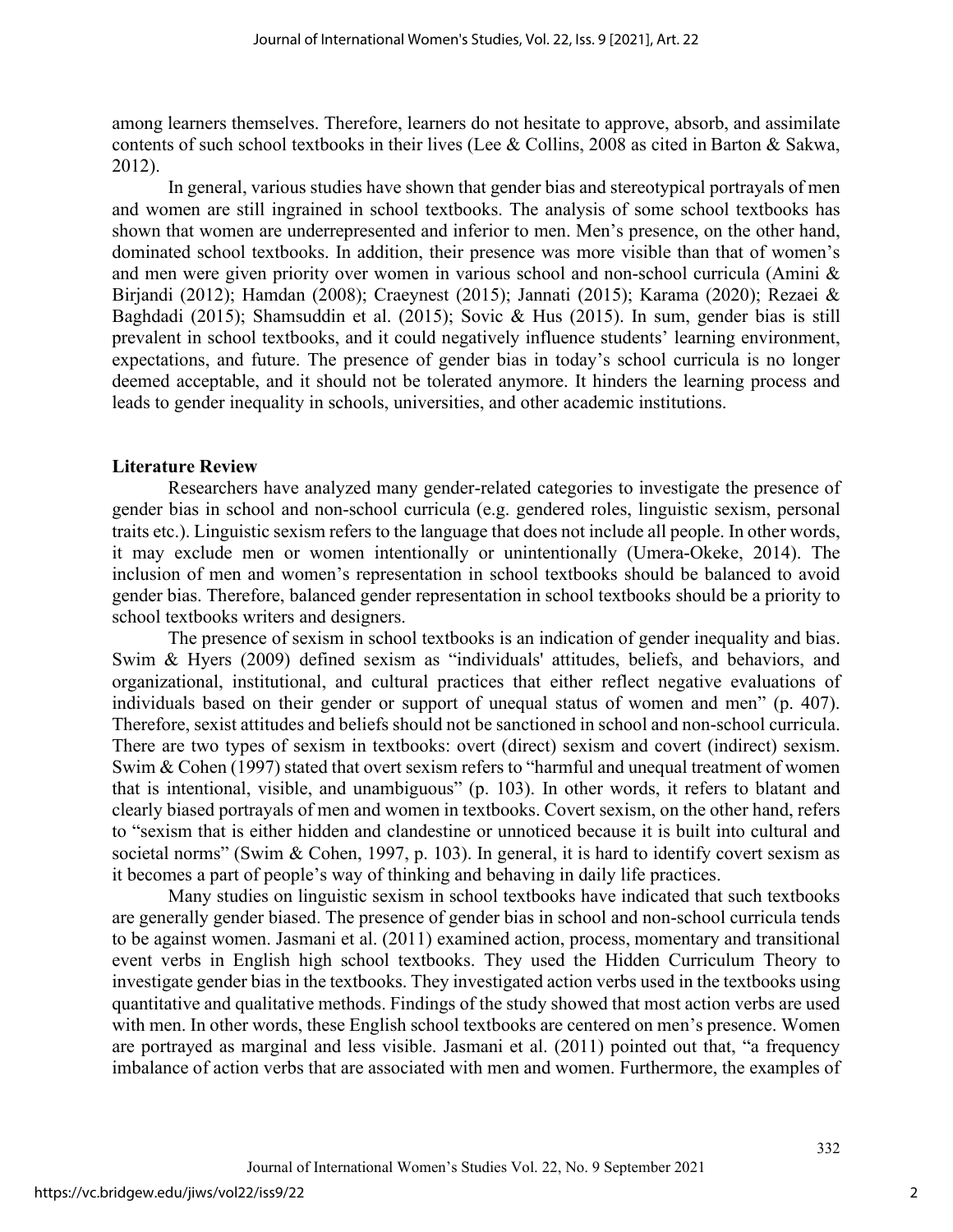among learners themselves. Therefore, learners do not hesitate to approve, absorb, and assimilate contents of such school textbooks in their lives (Lee & Collins, 2008 as cited in Barton & Sakwa, 2012).

In general, various studies have shown that gender bias and stereotypical portrayals of men and women are still ingrained in school textbooks. The analysis of some school textbooks has shown that women are underrepresented and inferior to men. Men's presence, on the other hand, dominated school textbooks. In addition, their presence was more visible than that of women's and men were given priority over women in various school and non-school curricula (Amini & Birjandi (2012); Hamdan (2008); Craeynest (2015); Jannati (2015); Karama (2020); Rezaei & Baghdadi (2015); Shamsuddin et al. (2015); Sovic & Hus (2015). In sum, gender bias is still prevalent in school textbooks, and it could negatively influence students' learning environment, expectations, and future. The presence of gender bias in today's school curricula is no longer deemed acceptable, and it should not be tolerated anymore. It hinders the learning process and leads to gender inequality in schools, universities, and other academic institutions.

## Literature Review

Researchers have analyzed many gender-related categories to investigate the presence of gender bias in school and non-school curricula (e.g. gendered roles, linguistic sexism, personal traits etc.). Linguistic sexism refers to the language that does not include all people. In other words, it may exclude men or women intentionally or unintentionally (Umera-Okeke, 2014). The inclusion of men and women's representation in school textbooks should be balanced to avoid gender bias. Therefore, balanced gender representation in school textbooks should be a priority to school textbooks writers and designers.

The presence of sexism in school textbooks is an indication of gender inequality and bias. Swim & Hyers (2009) defined sexism as "individuals' attitudes, beliefs, and behaviors, and organizational, institutional, and cultural practices that either reflect negative evaluations of individuals based on their gender or support of unequal status of women and men" (p. 407). Therefore, sexist attitudes and beliefs should not be sanctioned in school and non-school curricula. There are two types of sexism in textbooks: overt (direct) sexism and covert (indirect) sexism. Swim & Cohen (1997) stated that overt sexism refers to "harmful and unequal treatment of women that is intentional, visible, and unambiguous" (p. 103). In other words, it refers to blatant and clearly biased portrayals of men and women in textbooks. Covert sexism, on the other hand, refers to "sexism that is either hidden and clandestine or unnoticed because it is built into cultural and societal norms" (Swim & Cohen, 1997, p. 103). In general, it is hard to identify covert sexism as it becomes a part of people's way of thinking and behaving in daily life practices.

Many studies on linguistic sexism in school textbooks have indicated that such textbooks are generally gender biased. The presence of gender bias in school and non-school curricula tends to be against women. Jasmani et al. (2011) examined action, process, momentary and transitional event verbs in English high school textbooks. They used the Hidden Curriculum Theory to investigate gender bias in the textbooks. They investigated action verbs used in the textbooks using quantitative and qualitative methods. Findings of the study showed that most action verbs are used with men. In other words, these English school textbooks are centered on men's presence. Women are portrayed as marginal and less visible. Jasmani et al. (2011) pointed out that, "a frequency imbalance of action verbs that are associated with men and women. Furthermore, the examples of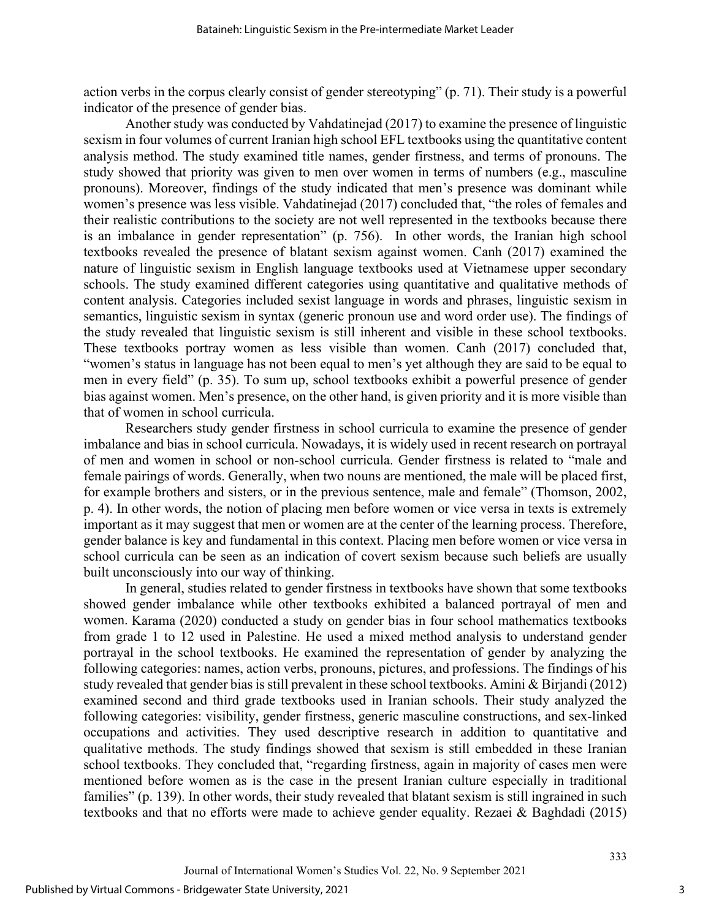action verbs in the corpus clearly consist of gender stereotyping" (p. 71). Their study is a powerful indicator of the presence of gender bias.

Another study was conducted by Vahdatinejad (2017) to examine the presence of linguistic sexism in four volumes of current Iranian high school EFL textbooks using the quantitative content analysis method. The study examined title names, gender firstness, and terms of pronouns. The study showed that priority was given to men over women in terms of numbers (e.g., masculine pronouns). Moreover, findings of the study indicated that men's presence was dominant while women's presence was less visible. Vahdatinejad (2017) concluded that, "the roles of females and their realistic contributions to the society are not well represented in the textbooks because there is an imbalance in gender representation" (p. 756). In other words, the Iranian high school textbooks revealed the presence of blatant sexism against women. Canh (2017) examined the nature of linguistic sexism in English language textbooks used at Vietnamese upper secondary schools. The study examined different categories using quantitative and qualitative methods of content analysis. Categories included sexist language in words and phrases, linguistic sexism in semantics, linguistic sexism in syntax (generic pronoun use and word order use). The findings of the study revealed that linguistic sexism is still inherent and visible in these school textbooks. These textbooks portray women as less visible than women. Canh (2017) concluded that, "women's status in language has not been equal to men's yet although they are said to be equal to men in every field" (p. 35). To sum up, school textbooks exhibit a powerful presence of gender bias against women. Men's presence, on the other hand, is given priority and it is more visible than that of women in school curricula.

Researchers study gender firstness in school curricula to examine the presence of gender imbalance and bias in school curricula. Nowadays, it is widely used in recent research on portrayal of men and women in school or non-school curricula. Gender firstness is related to "male and female pairings of words. Generally, when two nouns are mentioned, the male will be placed first, for example brothers and sisters, or in the previous sentence, male and female" (Thomson, 2002, p. 4). In other words, the notion of placing men before women or vice versa in texts is extremely important as it may suggest that men or women are at the center of the learning process. Therefore, gender balance is key and fundamental in this context. Placing men before women or vice versa in school curricula can be seen as an indication of covert sexism because such beliefs are usually built unconsciously into our way of thinking.

In general, studies related to gender firstness in textbooks have shown that some textbooks showed gender imbalance while other textbooks exhibited a balanced portrayal of men and women. Karama (2020) conducted a study on gender bias in four school mathematics textbooks from grade 1 to 12 used in Palestine. He used a mixed method analysis to understand gender portrayal in the school textbooks. He examined the representation of gender by analyzing the following categories: names, action verbs, pronouns, pictures, and professions. The findings of his study revealed that gender bias is still prevalent in these school textbooks. Amini & Birjandi (2012) examined second and third grade textbooks used in Iranian schools. Their study analyzed the following categories: visibility, gender firstness, generic masculine constructions, and sex-linked occupations and activities. They used descriptive research in addition to quantitative and qualitative methods. The study findings showed that sexism is still embedded in these Iranian school textbooks. They concluded that, "regarding firstness, again in majority of cases men were mentioned before women as is the case in the present Iranian culture especially in traditional families" (p. 139). In other words, their study revealed that blatant sexism is still ingrained in such textbooks and that no efforts were made to achieve gender equality. Rezaei & Baghdadi (2015)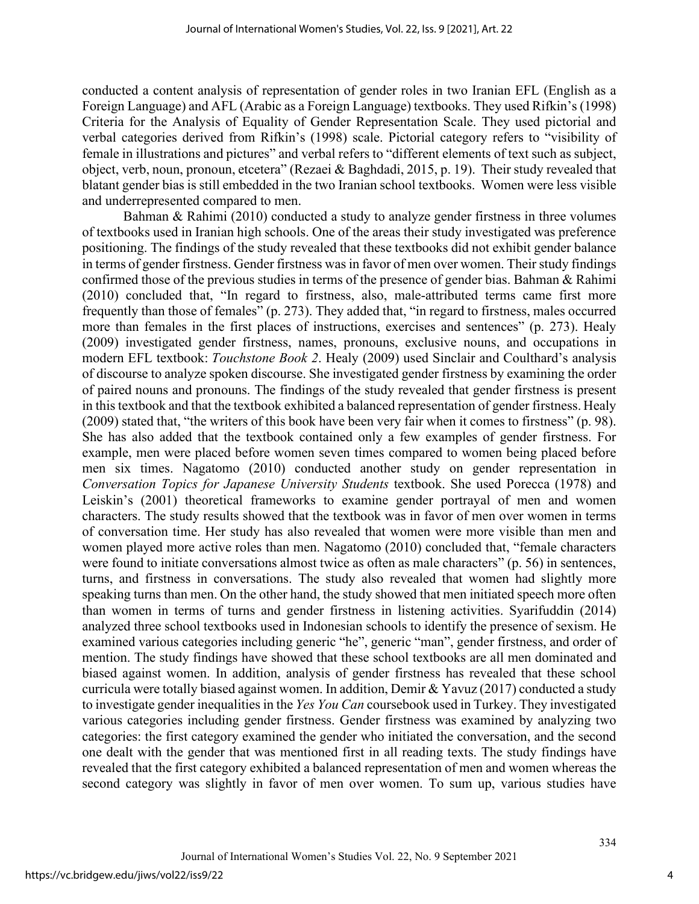conducted a content analysis of representation of gender roles in two Iranian EFL (English as a Foreign Language) and AFL (Arabic as a Foreign Language) textbooks. They used Rifkin's (1998) Criteria for the Analysis of Equality of Gender Representation Scale. They used pictorial and verbal categories derived from Rifkin's (1998) scale. Pictorial category refers to "visibility of female in illustrations and pictures" and verbal refers to "different elements of text such as subject, object, verb, noun, pronoun, etcetera" (Rezaei & Baghdadi, 2015, p. 19). Their study revealed that blatant gender bias is still embedded in the two Iranian school textbooks. Women were less visible and underrepresented compared to men.

Bahman & Rahimi (2010) conducted a study to analyze gender firstness in three volumes of textbooks used in Iranian high schools. One of the areas their study investigated was preference positioning. The findings of the study revealed that these textbooks did not exhibit gender balance in terms of gender firstness. Gender firstness was in favor of men over women. Their study findings confirmed those of the previous studies in terms of the presence of gender bias. Bahman & Rahimi (2010) concluded that, "In regard to firstness, also, male-attributed terms came first more frequently than those of females" (p. 273). They added that, "in regard to firstness, males occurred more than females in the first places of instructions, exercises and sentences" (p. 273). Healy (2009) investigated gender firstness, names, pronouns, exclusive nouns, and occupations in modern EFL textbook: *Touchstone Book 2*. Healy (2009) used Sinclair and Coulthard's analysis of discourse to analyze spoken discourse. She investigated gender firstness by examining the order of paired nouns and pronouns. The findings of the study revealed that gender firstness is present in this textbook and that the textbook exhibited a balanced representation of gender firstness. Healy (2009) stated that, "the writers of this book have been very fair when it comes to firstness" (p. 98). She has also added that the textbook contained only a few examples of gender firstness. For example, men were placed before women seven times compared to women being placed before men six times. Nagatomo (2010) conducted another study on gender representation in *Conversation Topics for Japanese University Students* textbook. She used Porecca (1978) and Leiskin's (2001) theoretical frameworks to examine gender portrayal of men and women characters. The study results showed that the textbook was in favor of men over women in terms of conversation time. Her study has also revealed that women were more visible than men and women played more active roles than men. Nagatomo (2010) concluded that, "female characters were found to initiate conversations almost twice as often as male characters" (p. 56) in sentences, turns, and firstness in conversations. The study also revealed that women had slightly more speaking turns than men. On the other hand, the study showed that men initiated speech more often than women in terms of turns and gender firstness in listening activities. Syarifuddin (2014) analyzed three school textbooks used in Indonesian schools to identify the presence of sexism. He examined various categories including generic "he", generic "man", gender firstness, and order of mention. The study findings have showed that these school textbooks are all men dominated and biased against women. In addition, analysis of gender firstness has revealed that these school curricula were totally biased against women. In addition, Demir & Yavuz (2017) conducted a study to investigate gender inequalities in the *Yes You Can* coursebook used in Turkey. They investigated various categories including gender firstness. Gender firstness was examined by analyzing two categories: the first category examined the gender who initiated the conversation, and the second one dealt with the gender that was mentioned first in all reading texts. The study findings have revealed that the first category exhibited a balanced representation of men and women whereas the second category was slightly in favor of men over women. To sum up, various studies have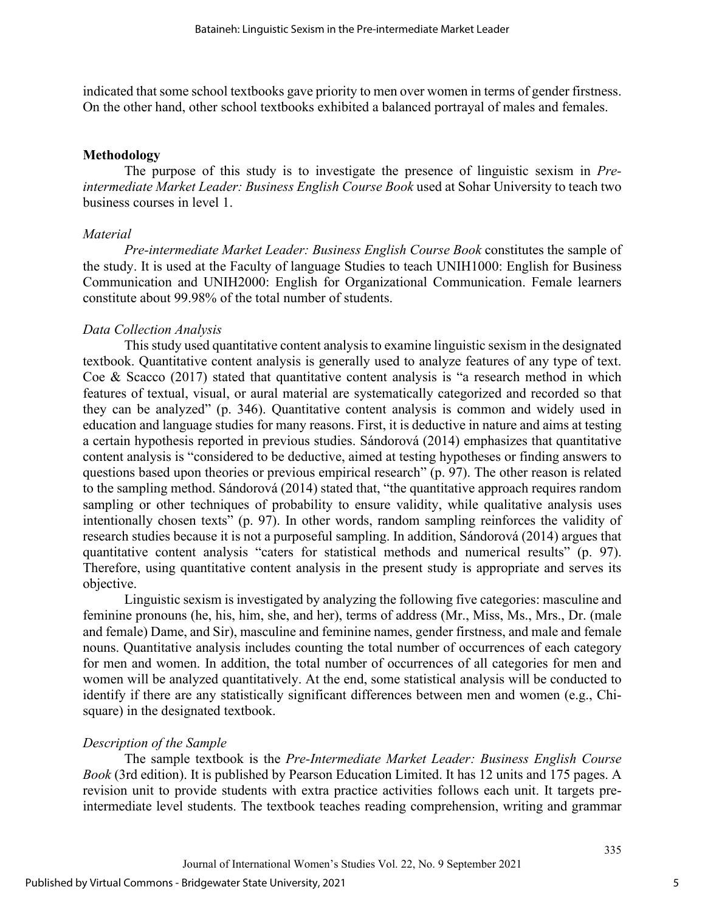indicated that some school textbooks gave priority to men over women in terms of gender firstness. On the other hand, other school textbooks exhibited a balanced portrayal of males and females.

## Methodology

The purpose of this study is to investigate the presence of linguistic sexism in *Pre-intermediate Market Leader: Business English Course Book* used at Sohar University to teach two business courses in level 1.

### *Material*

*Pre-intermediate Market Leader: Business English Course Book* constitutes the sample of the study. It is used at the Faculty of language Studies to teach UNIH1000: English for Business Communication and UNIH2000: English for Organizational Communication. Female learners constitute about 99.98% of the total number of students.

### *Data Collection Analysis*

This study used quantitative content analysis to examine linguistic sexism in the designated textbook. Quantitative content analysis is generally used to analyze features of any type of text. Coe & Scacco (2017) stated that quantitative content analysis is "a research method in which features of textual, visual, or aural material are systematically categorized and recorded so that they can be analyzed" (p. 346). Quantitative content analysis is common and widely used in education and language studies for many reasons. First, it is deductive in nature and aims at testing a certain hypothesis reported in previous studies. Sándorová (2014) emphasizes that quantitative content analysis is "considered to be deductive, aimed at testing hypotheses or finding answers to questions based upon theories or previous empirical research" (p. 97). The other reason is related to the sampling method. Sándorová (2014) stated that, "the quantitative approach requires random sampling or other techniques of probability to ensure validity, while qualitative analysis uses intentionally chosen texts" (p. 97). In other words, random sampling reinforces the validity of research studies because it is not a purposeful sampling. In addition, Sándorová (2014) argues that quantitative content analysis "caters for statistical methods and numerical results" (p. 97). Therefore, using quantitative content analysis in the present study is appropriate and serves its objective.

Linguistic sexism is investigated by analyzing the following five categories: masculine and feminine pronouns (he, his, him, she, and her), terms of address (Mr., Miss, Ms., Mrs., Dr. (male and female) Dame, and Sir), masculine and feminine names, gender firstness, and male and female nouns. Quantitative analysis includes counting the total number of occurrences of each category for men and women. In addition, the total number of occurrences of all categories for men and women will be analyzed quantitatively. At the end, some statistical analysis will be conducted to identify if there are any statistically significant differences between men and women (e.g., Chi-square) in the designated textbook.

### *Description of the Sample*

The sample textbook is the *Pre-Intermediate Market Leader: Business English Course Book* (3rd edition). It is published by Pearson Education Limited. It has 12 units and 175 pages. A revision unit to provide students with extra practice activities follows each unit. It targets pre-intermediate level students. The textbook teaches reading comprehension, writing and grammar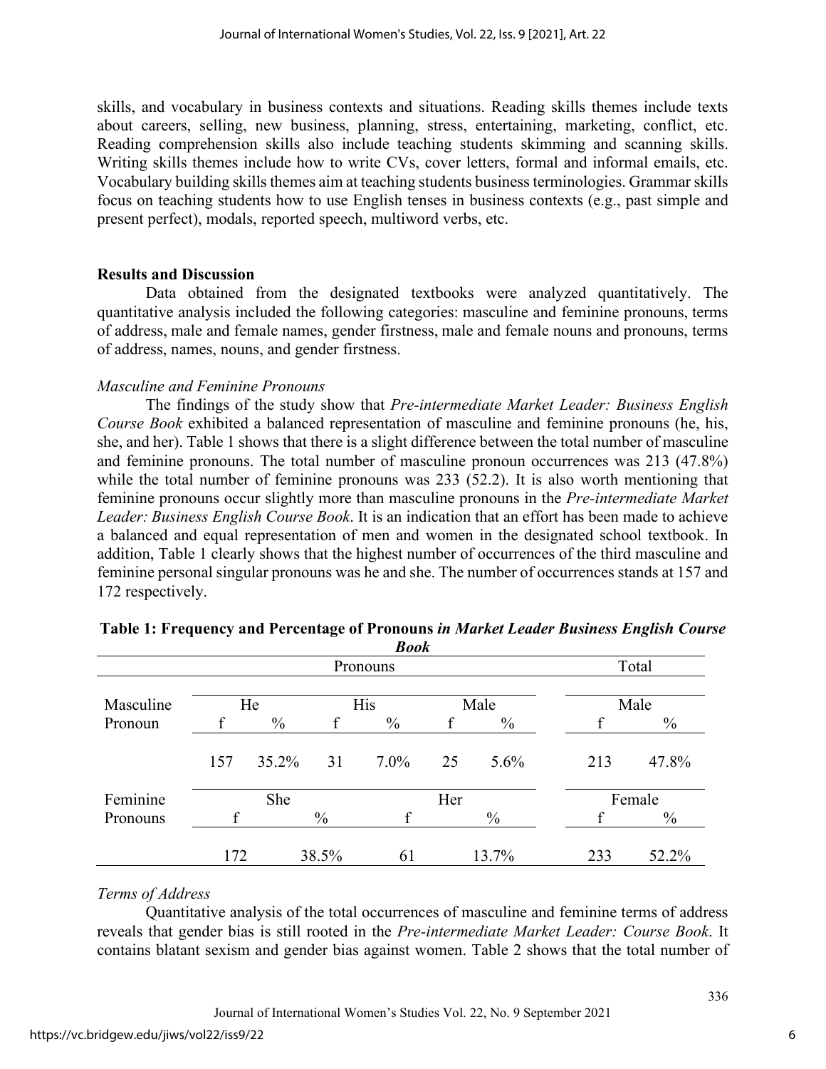skills, and vocabulary in business contexts and situations. Reading skills themes include texts about careers, selling, new business, planning, stress, entertaining, marketing, conflict, etc. Reading comprehension skills also include teaching students skimming and scanning skills. Writing skills themes include how to write CVs, cover letters, formal and informal emails, etc. Vocabulary building skills themes aim at teaching students business terminologies. Grammar skills focus on teaching students how to use English tenses in business contexts (e.g., past simple and present perfect), modals, reported speech, multiword verbs, etc.

## Results and Discussion

Data obtained from the designated textbooks were analyzed quantitatively. The quantitative analysis included the following categories: masculine and feminine pronouns, terms of address, male and female names, gender firstness, male and female nouns and pronouns, terms of address, names, nouns, and gender firstness.

### *Masculine and Feminine Pronouns*

The findings of the study show that *Pre-intermediate Market Leader: Business English Course Book* exhibited a balanced representation of masculine and feminine pronouns (he, his, she, and her). Table 1 shows that there is a slight difference between the total number of masculine and feminine pronouns. The total number of masculine pronoun occurrences was 213 (47.8%) while the total number of feminine pronouns was 233 (52.2). It is also worth mentioning that feminine pronouns occur slightly more than masculine pronouns in the *Pre-intermediate Market Leader: Business English Course Book*. It is an indication that an effort has been made to achieve a balanced and equal representation of men and women in the designated school textbook. In addition, Table 1 clearly shows that the highest number of occurrences of the third masculine and feminine personal singular pronouns was he and she. The number of occurrences stands at 157 and 172 respectively.

**Table 1: Frequency and Percentage of Pronouns *in Market Leader Business English Course Book***

| | Pronouns | | | | | | Total | |
|---|---|---|---|---|---|---|---|---|
| Masculine Pronoun | He | | His | | Male | | Male | |
| | f | % | f | % | f | % | f | % |
| | 157 | 35.2% | 31 | 7.0% | 25 | 5.6% | 213 | 47.8% |
| Feminine Pronouns | She | | Her | | | | Female | |
| | f | % | f | % | | | f | % |
| | 172 | 38.5% | 61 | 13.7% | | | 233 | 52.2% |

### *Terms of Address*

Quantitative analysis of the total occurrences of masculine and feminine terms of address reveals that gender bias is still rooted in the *Pre-intermediate Market Leader: Course Book*. It contains blatant sexism and gender bias against women. Table 2 shows that the total number of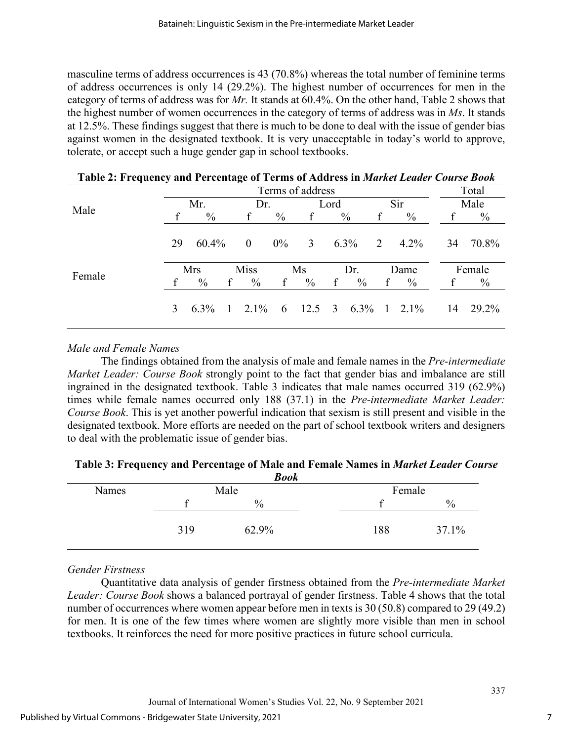masculine terms of address occurrences is 43 (70.8%) whereas the total number of feminine terms of address occurrences is only 14 (29.2%). The highest number of occurrences for men in the category of terms of address was for *Mr.* It stands at 60.4%. On the other hand, Table 2 shows that the highest number of women occurrences in the category of terms of address was in *Ms*. It stands at 12.5%. These findings suggest that there is much to be done to deal with the issue of gender bias against women in the designated textbook. It is very unacceptable in today's world to approve, tolerate, or accept such a huge gender gap in school textbooks.

**Table 2: Frequency and Percentage of Terms of Address in *Market Leader Course Book***

| | Terms of address | | | | | | | | | | Total | |
|---|---|---|---|---|---|---|---|---|---|---|---|---|
| Male | Mr. | | Dr. | | Lord | | Sir | | | | Male | |
| | f | % | f | % | f | % | f | % | | | f | % |
| | 29 | 60.4% | 0 | 0% | 3 | 6.3% | 2 | 4.2% | | | 34 | 70.8% |
| Female | Mrs | | Miss | | Ms | | Dr. | | Dame | | Female | |
| | f | % | f | % | f | % | f | % | f | % | f | % |
| | 3 | 6.3% | 1 | 2.1% | 6 | 12.5 | 3 | 6.3% | 1 | 2.1% | 14 | 29.2% |

*Male and Female Names*

The findings obtained from the analysis of male and female names in the *Pre-intermediate Market Leader: Course Book* strongly point to the fact that gender bias and imbalance are still ingrained in the designated textbook. Table 3 indicates that male names occurred 319 (62.9%) times while female names occurred only 188 (37.1) in the *Pre-intermediate Market Leader: Course Book*. This is yet another powerful indication that sexism is still present and visible in the designated textbook. More efforts are needed on the part of school textbook writers and designers to deal with the problematic issue of gender bias.

**Table 3: Frequency and Percentage of Male and Female Names in *Market Leader Course Book***

| Names | Male | | Female | |
|---|---|---|---|---|
| | f | % | f | % |
| | 319 | 62.9% | 188 | 37.1% |

*Gender Firstness*

Quantitative data analysis of gender firstness obtained from the *Pre-intermediate Market Leader: Course Book* shows a balanced portrayal of gender firstness. Table 4 shows that the total number of occurrences where women appear before men in texts is 30 (50.8) compared to 29 (49.2) for men. It is one of the few times where women are slightly more visible than men in school textbooks. It reinforces the need for more positive practices in future school curricula.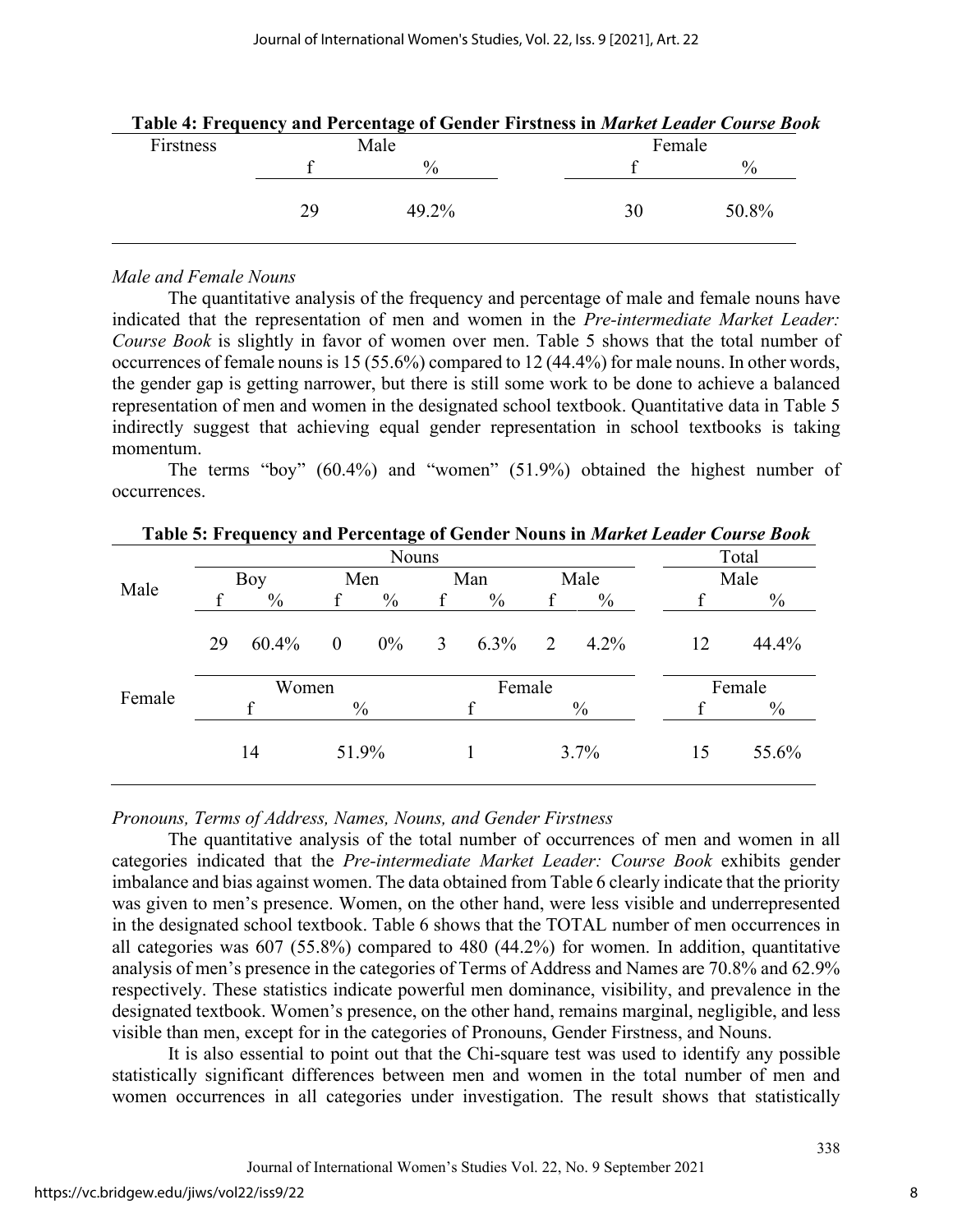**Table 4: Frequency and Percentage of Gender Firstness in *Market Leader Course Book***

| Firstness | Male | | Female | |
|---|---|---|---|---|
| | f | % | f | % |
| | 29 | 49.2% | 30 | 50.8% |

*Male and Female Nouns*

The quantitative analysis of the frequency and percentage of male and female nouns have indicated that the representation of men and women in the *Pre-intermediate Market Leader: Course Book* is slightly in favor of women over men. Table 5 shows that the total number of occurrences of female nouns is 15 (55.6%) compared to 12 (44.4%) for male nouns. In other words, the gender gap is getting narrower, but there is still some work to be done to achieve a balanced representation of men and women in the designated school textbook. Quantitative data in Table 5 indirectly suggest that achieving equal gender representation in school textbooks is taking momentum.

The terms "boy" (60.4%) and "women" (51.9%) obtained the highest number of occurrences.

**Table 5: Frequency and Percentage of Gender Nouns in *Market Leader Course Book***

| | Nouns | | | | | | | | Total | |
|---|---|---|---|---|---|---|---|---|---|---|
| Male | Boy | | Men | | Man | | Male | | Male | |
| | f | % | f | % | f | % | f | % | f | % |
| | 29 | 60.4% | 0 | 0% | 3 | 6.3% | 2 | 4.2% | 12 | 44.4% |
| Female | Women | | | | Female | | | | Female | |
| | f | | % | | f | | % | | f | % |
| | 14 | | 51.9% | | 1 | | 3.7% | | 15 | 55.6% |

*Pronouns, Terms of Address, Names, Nouns, and Gender Firstness*

The quantitative analysis of the total number of occurrences of men and women in all categories indicated that the *Pre-intermediate Market Leader: Course Book* exhibits gender imbalance and bias against women. The data obtained from Table 6 clearly indicate that the priority was given to men's presence. Women, on the other hand, were less visible and underrepresented in the designated school textbook. Table 6 shows that the TOTAL number of men occurrences in all categories was 607 (55.8%) compared to 480 (44.2%) for women. In addition, quantitative analysis of men's presence in the categories of Terms of Address and Names are 70.8% and 62.9% respectively. These statistics indicate powerful men dominance, visibility, and prevalence in the designated textbook. Women's presence, on the other hand, remains marginal, negligible, and less visible than men, except for in the categories of Pronouns, Gender Firstness, and Nouns.

It is also essential to point out that the Chi-square test was used to identify any possible statistically significant differences between men and women in the total number of men and women occurrences in all categories under investigation. The result shows that statistically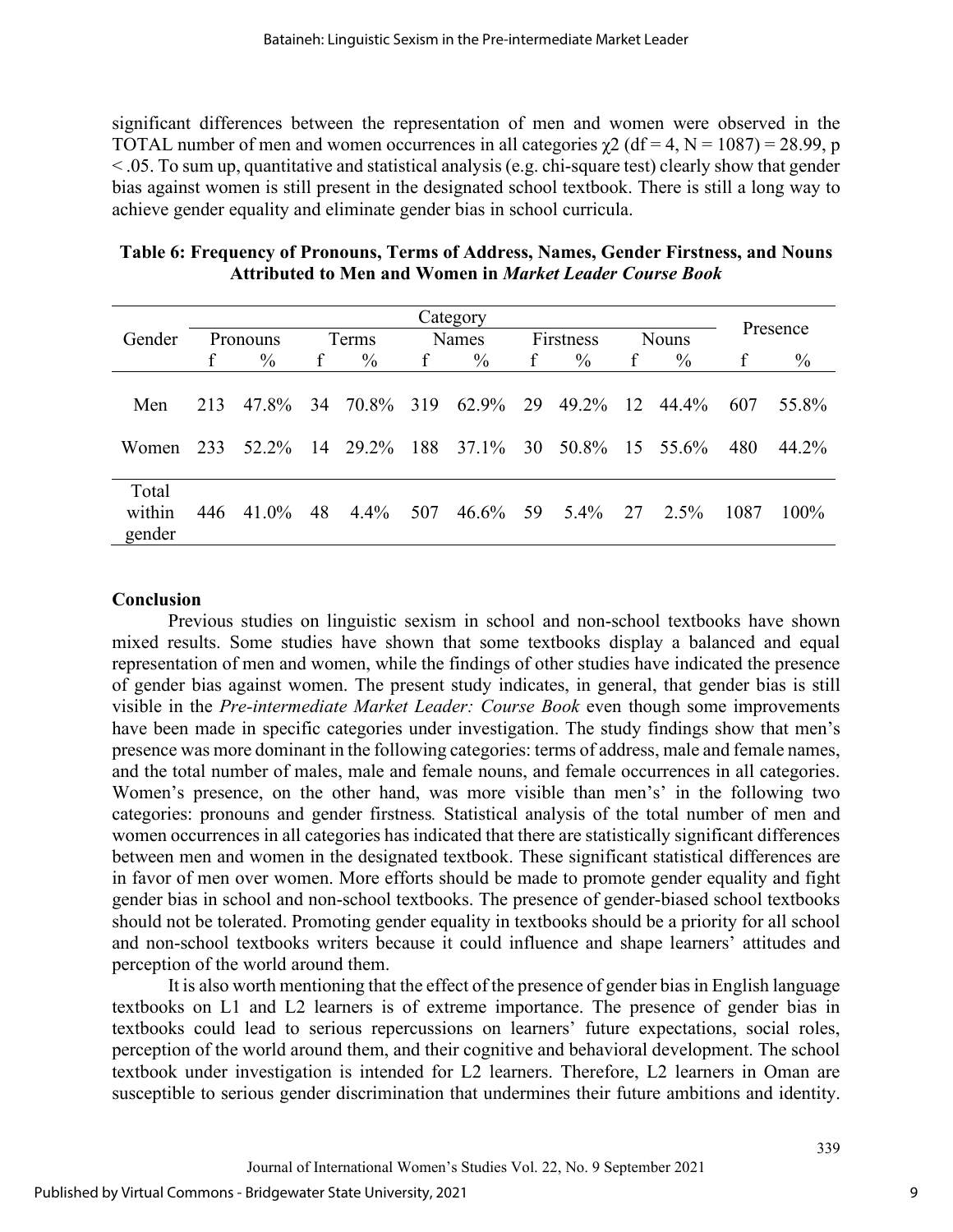significant differences between the representation of men and women were observed in the TOTAL number of men and women occurrences in all categories $\chi 2$ (df = 4, N = 1087) = 28.99, $p < .05$. To sum up, quantitative and statistical analysis (e.g. chi-square test) clearly show that gender bias against women is still present in the designated school textbook. There is still a long way to achieve gender equality and eliminate gender bias in school curricula.

**Table 6: Frequency of Pronouns, Terms of Address, Names, Gender Firstness, and Nouns Attributed to Men and Women in *Market Leader Course Book***

| Gender | Category | | | | | | | | | | Presence | |
|---|---|---|---|---|---|---|---|---|---|---|---|---|
| | Pronouns | | Terms | | Names | | Firstness | | Nouns | | | |
| | f | % | f | % | f | % | f | % | f | % | f | % |
| Men | 213 | 47.8% | 34 | 70.8% | 319 | 62.9% | 29 | 49.2% | 12 | 44.4% | 607 | 55.8% |
| Women | 233 | 52.2% | 14 | 29.2% | 188 | 37.1% | 30 | 50.8% | 15 | 55.6% | 480 | 44.2% |
| Total within gender | 446 | 41.0% | 48 | 4.4% | 507 | 46.6% | 59 | 5.4% | 27 | 2.5% | 1087 | 100% |

## Conclusion

Previous studies on linguistic sexism in school and non-school textbooks have shown mixed results. Some studies have shown that some textbooks display a balanced and equal representation of men and women, while the findings of other studies have indicated the presence of gender bias against women. The present study indicates, in general, that gender bias is still visible in the *Pre-intermediate Market Leader: Course Book* even though some improvements have been made in specific categories under investigation. The study findings show that men's presence was more dominant in the following categories: terms of address, male and female names, and the total number of males, male and female nouns, and female occurrences in all categories. Women's presence, on the other hand, was more visible than men's' in the following two categories: pronouns and gender firstness*.* Statistical analysis of the total number of men and women occurrences in all categories has indicated that there are statistically significant differences between men and women in the designated textbook. These significant statistical differences are in favor of men over women. More efforts should be made to promote gender equality and fight gender bias in school and non-school textbooks. The presence of gender-biased school textbooks should not be tolerated. Promoting gender equality in textbooks should be a priority for all school and non-school textbooks writers because it could influence and shape learners' attitudes and perception of the world around them.

It is also worth mentioning that the effect of the presence of gender bias in English language textbooks on L1 and L2 learners is of extreme importance. The presence of gender bias in textbooks could lead to serious repercussions on learners' future expectations, social roles, perception of the world around them, and their cognitive and behavioral development. The school textbook under investigation is intended for L2 learners. Therefore, L2 learners in Oman are susceptible to serious gender discrimination that undermines their future ambitions and identity.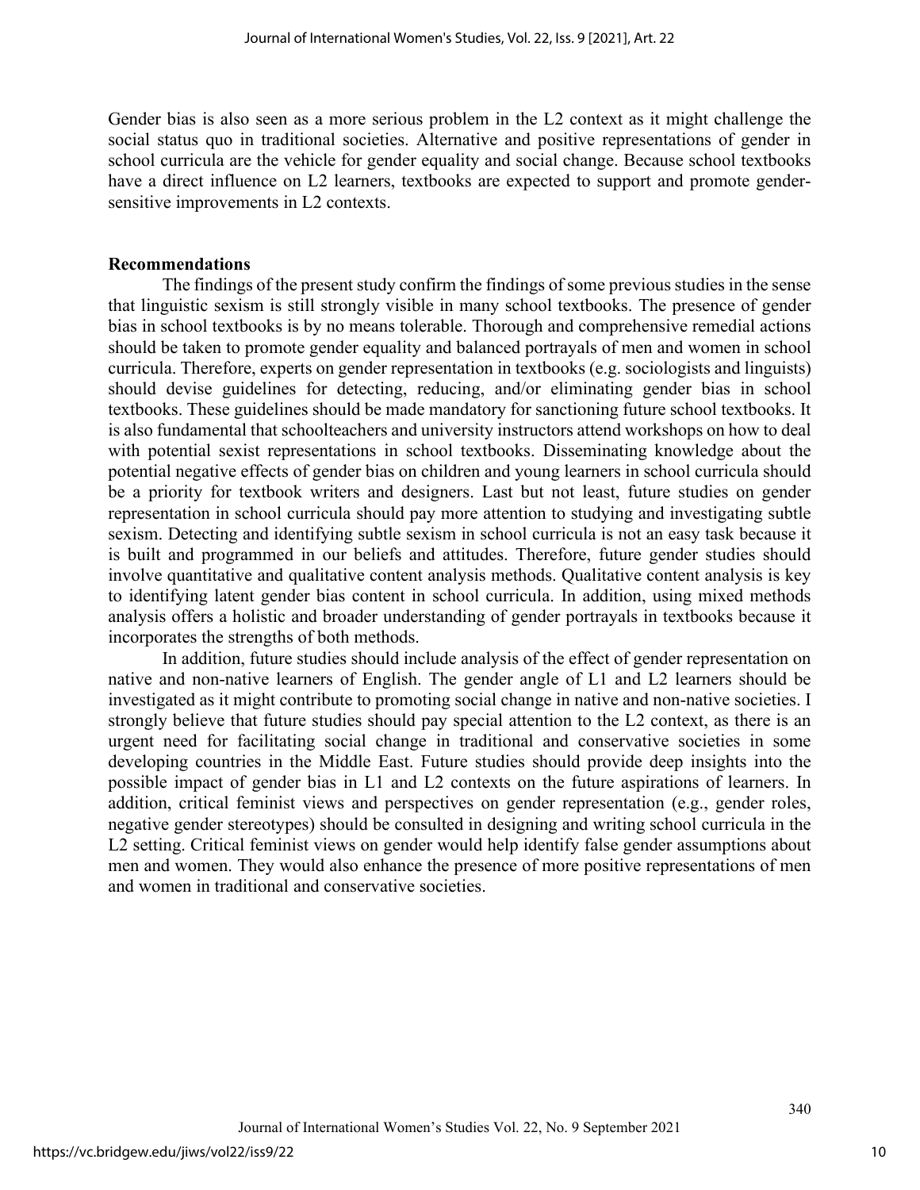Gender bias is also seen as a more serious problem in the L2 context as it might challenge the social status quo in traditional societies. Alternative and positive representations of gender in school curricula are the vehicle for gender equality and social change. Because school textbooks have a direct influence on L2 learners, textbooks are expected to support and promote gender-sensitive improvements in L2 contexts.

## Recommendations

The findings of the present study confirm the findings of some previous studies in the sense that linguistic sexism is still strongly visible in many school textbooks. The presence of gender bias in school textbooks is by no means tolerable. Thorough and comprehensive remedial actions should be taken to promote gender equality and balanced portrayals of men and women in school curricula. Therefore, experts on gender representation in textbooks (e.g. sociologists and linguists) should devise guidelines for detecting, reducing, and/or eliminating gender bias in school textbooks. These guidelines should be made mandatory for sanctioning future school textbooks. It is also fundamental that schoolteachers and university instructors attend workshops on how to deal with potential sexist representations in school textbooks. Disseminating knowledge about the potential negative effects of gender bias on children and young learners in school curricula should be a priority for textbook writers and designers. Last but not least, future studies on gender representation in school curricula should pay more attention to studying and investigating subtle sexism. Detecting and identifying subtle sexism in school curricula is not an easy task because it is built and programmed in our beliefs and attitudes. Therefore, future gender studies should involve quantitative and qualitative content analysis methods. Qualitative content analysis is key to identifying latent gender bias content in school curricula. In addition, using mixed methods analysis offers a holistic and broader understanding of gender portrayals in textbooks because it incorporates the strengths of both methods.

In addition, future studies should include analysis of the effect of gender representation on native and non-native learners of English. The gender angle of L1 and L2 learners should be investigated as it might contribute to promoting social change in native and non-native societies. I strongly believe that future studies should pay special attention to the L2 context, as there is an urgent need for facilitating social change in traditional and conservative societies in some developing countries in the Middle East. Future studies should provide deep insights into the possible impact of gender bias in L1 and L2 contexts on the future aspirations of learners. In addition, critical feminist views and perspectives on gender representation (e.g., gender roles, negative gender stereotypes) should be consulted in designing and writing school curricula in the L2 setting. Critical feminist views on gender would help identify false gender assumptions about men and women. They would also enhance the presence of more positive representations of men and women in traditional and conservative societies.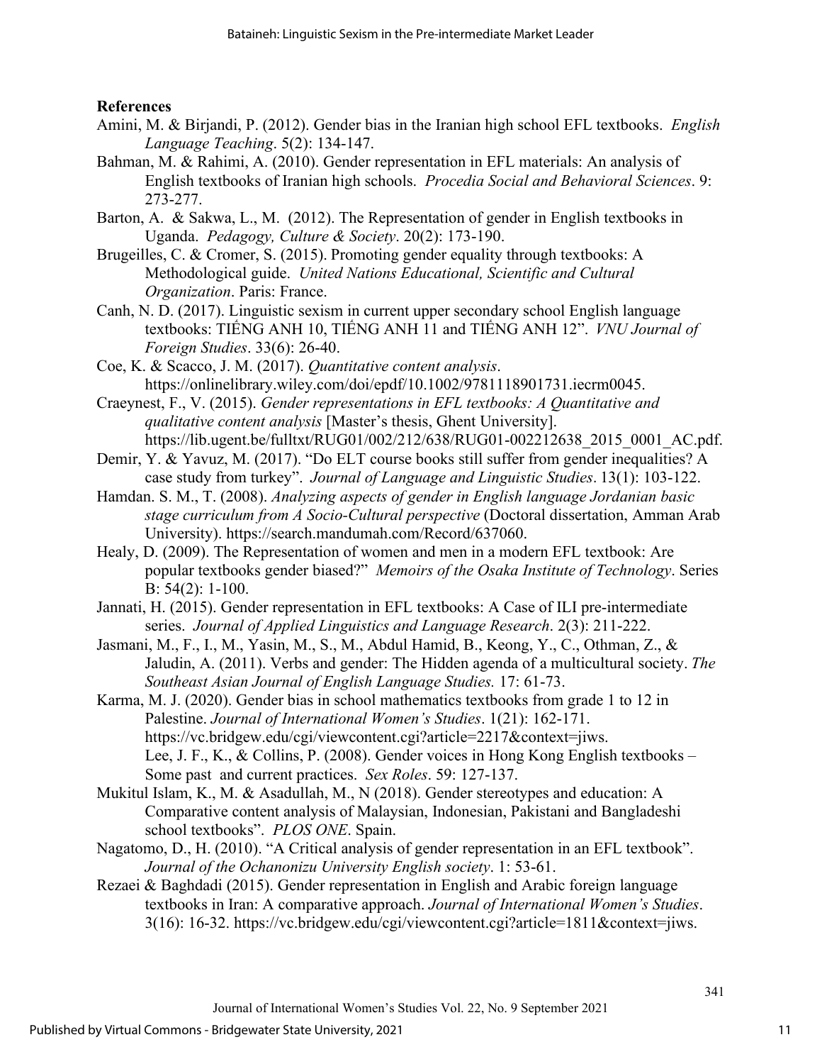**References**

Amini, M. & Birjandi, P. (2012). Gender bias in the Iranian high school EFL textbooks. *English Language Teaching*. 5(2): 134-147.

Bahman, M. & Rahimi, A. (2010). Gender representation in EFL materials: An analysis of English textbooks of Iranian high schools. *Procedia Social and Behavioral Sciences*. 9: 273-277.

Barton, A. & Sakwa, L., M. (2012). The Representation of gender in English textbooks in Uganda. *Pedagogy, Culture & Society*. 20(2): 173-190.

Brugeilles, C. & Cromer, S. (2015). Promoting gender equality through textbooks: A Methodological guide. *United Nations Educational, Scientific and Cultural Organization*. Paris: France.

Canh, N. D. (2017). Linguistic sexism in current upper secondary school English language textbooks: TIẾNG ANH 10, TIẾNG ANH 11 and TIẾNG ANH 12". *VNU Journal of Foreign Studies*. 33(6): 26-40.

Coe, K. & Scacco, J. M. (2017). *Quantitative content analysis*. https://onlinelibrary.wiley.com/doi/epdf/10.1002/9781118901731.iecrm0045.

Craeynest, F., V. (2015). *Gender representations in EFL textbooks: A Quantitative and qualitative content analysis* [Master's thesis, Ghent University]. https://lib.ugent.be/fulltxt/RUG01/002/212/638/RUG01-002212638_2015_0001_AC.pdf.

Demir, Y. & Yavuz, M. (2017). "Do ELT course books still suffer from gender inequalities? A case study from turkey". *Journal of Language and Linguistic Studies*. 13(1): 103-122.

Hamdan. S. M., T. (2008). *Analyzing aspects of gender in English language Jordanian basic stage curriculum from A Socio-Cultural perspective* (Doctoral dissertation, Amman Arab University). https://search.mandumah.com/Record/637060.

Healy, D. (2009). The Representation of women and men in a modern EFL textbook: Are popular textbooks gender biased?" *Memoirs of the Osaka Institute of Technology*. Series B: 54(2): 1-100.

Jannati, H. (2015). Gender representation in EFL textbooks: A Case of ILI pre-intermediate series. *Journal of Applied Linguistics and Language Research*. 2(3): 211-222.

Jasmani, M., F., I., M., Yasin, M., S., M., Abdul Hamid, B., Keong, Y., C., Othman, Z., & Jaludin, A. (2011). Verbs and gender: The Hidden agenda of a multicultural society. *The Southeast Asian Journal of English Language Studies.* 17: 61-73.

Karma, M. J. (2020). Gender bias in school mathematics textbooks from grade 1 to 12 in Palestine. *Journal of International Women's Studies*. 1(21): 162-171. https://vc.bridgew.edu/cgi/viewcontent.cgi?article=2217&context=jiws.

Lee, J. F., K., & Collins, P. (2008). Gender voices in Hong Kong English textbooks – Some past and current practices. *Sex Roles*. 59: 127-137.

Mukitul Islam, K., M. & Asadullah, M., N (2018). Gender stereotypes and education: A Comparative content analysis of Malaysian, Indonesian, Pakistani and Bangladeshi school textbooks". *PLOS ONE*. Spain.

Nagatomo, D., H. (2010). "A Critical analysis of gender representation in an EFL textbook". *Journal of the Ochanonizu University English society*. 1: 53-61.

Rezaei & Baghdadi (2015). Gender representation in English and Arabic foreign language textbooks in Iran: A comparative approach. *Journal of International Women's Studies*. 3(16): 16-32. https://vc.bridgew.edu/cgi/viewcontent.cgi?article=1811&context=jiws.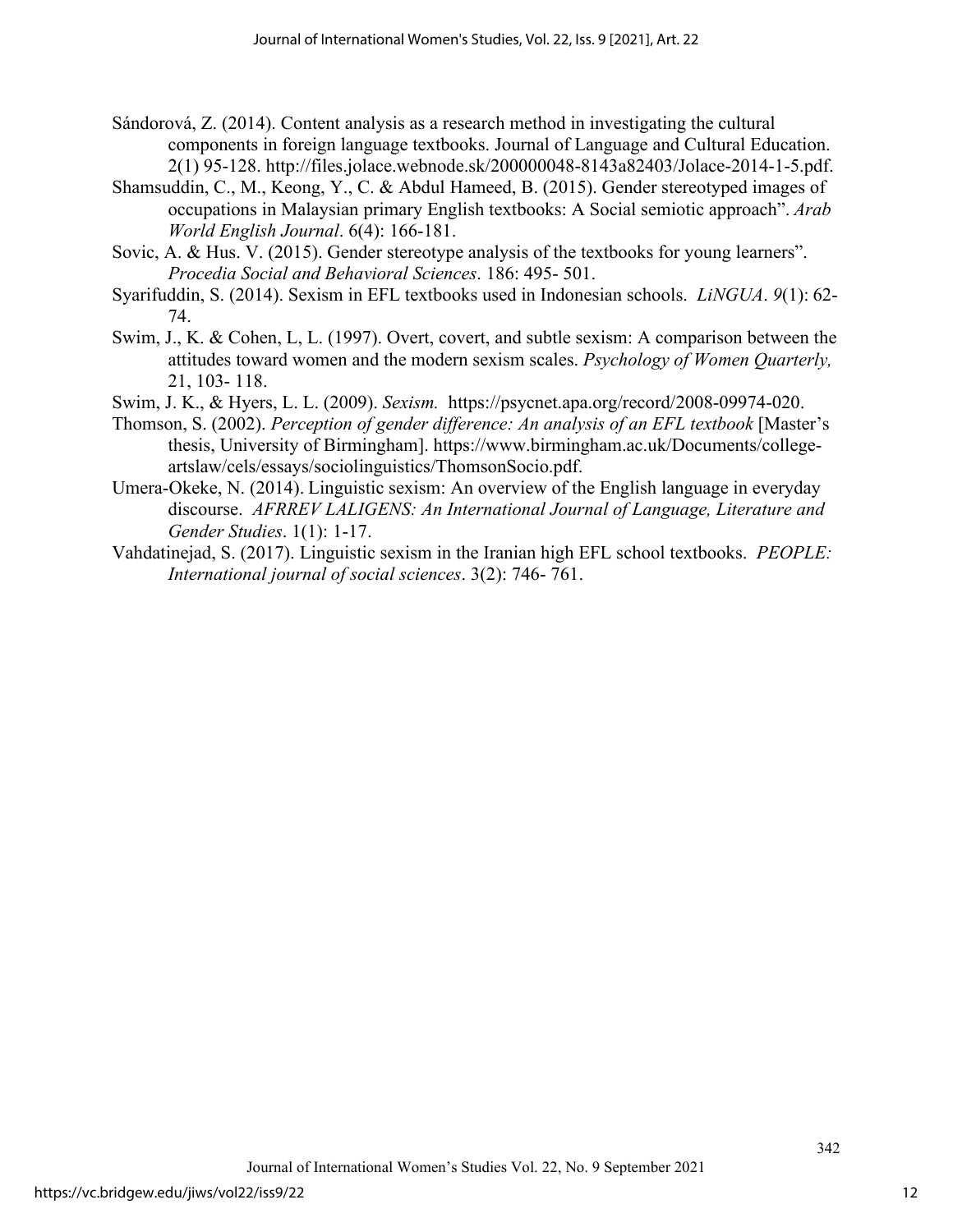Sándorová, Z. (2014). Content analysis as a research method in investigating the cultural components in foreign language textbooks. Journal of Language and Cultural Education. 2(1) 95-128. http://files.jolace.webnode.sk/200000048-8143a82403/Jolace-2014-1-5.pdf.

Shamsuddin, C., M., Keong, Y., C. & Abdul Hameed, B. (2015). Gender stereotyped images of occupations in Malaysian primary English textbooks: A Social semiotic approach". *Arab World English Journal*. 6(4): 166-181.

Sovic, A. & Hus. V. (2015). Gender stereotype analysis of the textbooks for young learners". *Procedia Social and Behavioral Sciences*. 186: 495- 501.

Syarifuddin, S. (2014). Sexism in EFL textbooks used in Indonesian schools. *LiNGUA*. *9*(1): 62-74.

Swim, J., K. & Cohen, L, L. (1997). Overt, covert, and subtle sexism: A comparison between the attitudes toward women and the modern sexism scales. *Psychology of Women Quarterly,* 21, 103- 118.

Swim, J. K., & Hyers, L. L. (2009). *Sexism.* https://psycnet.apa.org/record/2008-09974-020.

Thomson, S. (2002). *Perception of gender difference: An analysis of an EFL textbook* [Master's thesis, University of Birmingham]. https://www.birmingham.ac.uk/Documents/college-artslaw/cels/essays/sociolinguistics/ThomsonSocio.pdf.

Umera-Okeke, N. (2014). Linguistic sexism: An overview of the English language in everyday discourse. *AFRREV LALIGENS: An International Journal of Language, Literature and Gender Studies*. 1(1): 1-17.

Vahdatinejad, S. (2017). Linguistic sexism in the Iranian high EFL school textbooks. *PEOPLE: International journal of social sciences*. 3(2): 746- 761.